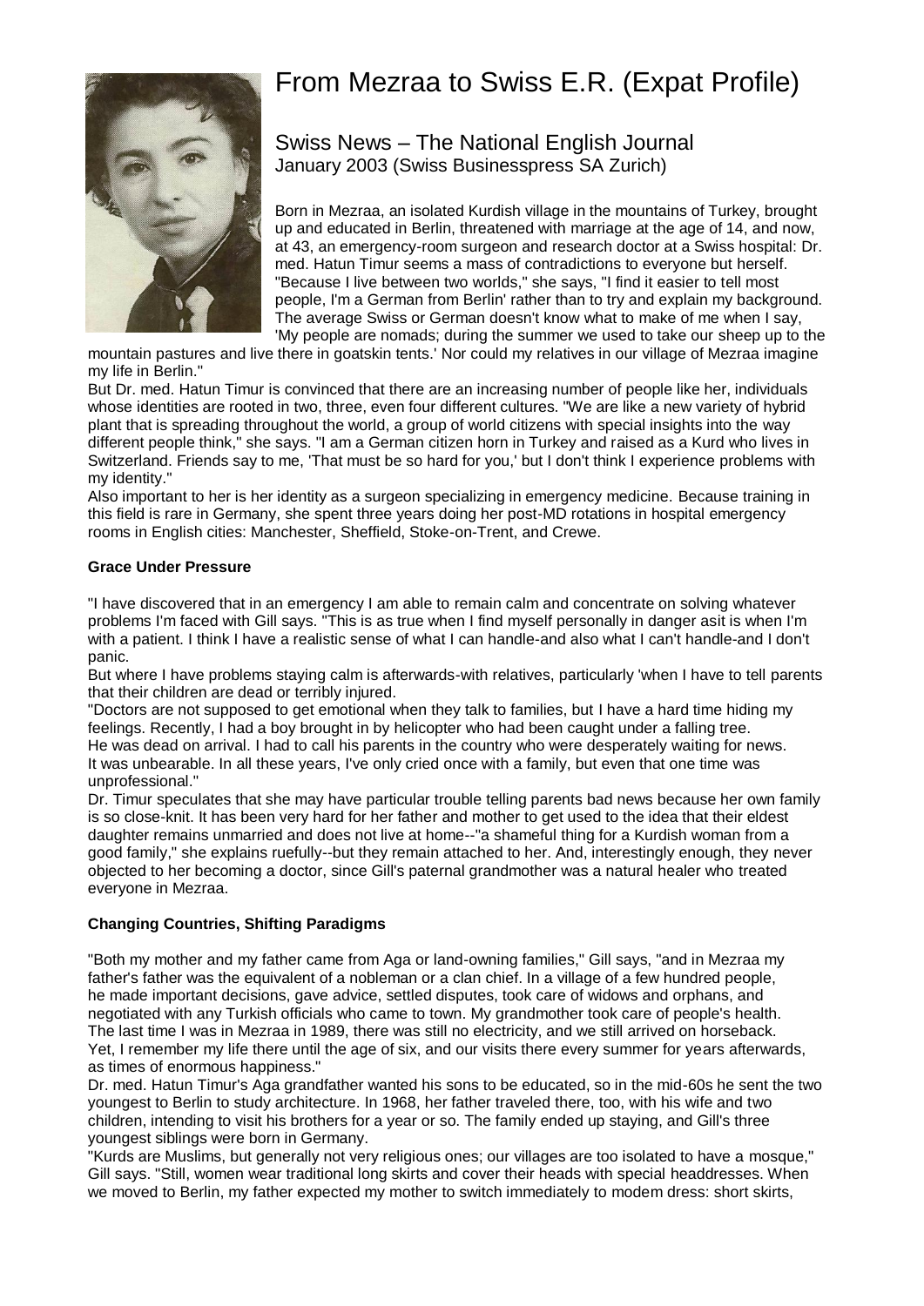# From Mezraa to Swiss E.R. (Expat Profile)

## Swiss News – The National English Journal

January 2003 (Swiss Businesspress SA Zurich)

Born in Mezraa, an isolated Kurdish village in the mountains of Turkey, brought up and educated in Berlin, threatened with marriage at the age of 14, and now, at 43, an emergency-room surgeon and research doctor at a Swiss hospital: Dr. med. Hatun Timur seems a mass of contradictions to everyone but herself. "Because I live between two worlds," she says, "I find it easier to tell most people, I'm a German from Berlin' rather than to try and explain my background. The average Swiss or German doesn't know what to make of me when I say, 'My people are nomads; during the summer we used to take our sheep up to the mountain pastures and live there in goatskin tents.' Nor could my relatives in our village of Mezraa imagine my life in Berlin."

But Dr. med. Hatun Timur is convinced that there are an increasing number of people like her, individuals whose identities are rooted in two, three, even four different cultures. "We are like a new variety of hybrid plant that is spreading throughout the world, a group of world citizens with special insights into the way different people think," she says. "I am a German citizen horn in Turkey and raised as a Kurd who lives in Switzerland. Friends say to me, 'That must be so hard for you,' but I don't think I experience problems with my identity."

Also important to her is her identity as a surgeon specializing in emergency medicine. Because training in this field is rare in Germany, she spent three years doing her post-MD rotations in hospital emergency rooms in English cities: Manchester, Sheffield, Stoke-on-Trent, and Crewe.

**Grace Under Pressure**

"I have discovered that in an emergency I am able to remain calm and concentrate on solving whatever problems I'm faced with Gill says. "This is as true when I find myself personally in danger asit is when I'm with a patient. I think I have a realistic sense of what I can handle-and also what I can't handle-and I don't panic.

But where I have problems staying calm is afterwards-with relatives, particularly 'when I have to tell parents that their children are dead or terribly injured.

"Doctors are not supposed to get emotional when they talk to families, but I have a hard time hiding my feelings. Recently, I had a boy brought in by helicopter who had been caught under a falling tree. He was dead on arrival. I had to call his parents in the country who were desperately waiting for news. It was unbearable. In all these years, I've only cried once with a family, but even that one time was unprofessional."

Dr. Timur speculates that she may have particular trouble telling parents bad news because her own family is so close-knit. It has been very hard for her father and mother to get used to the idea that their eldest daughter remains unmarried and does not live at home--"a shameful thing for a Kurdish woman from a good family," she explains ruefully--but they remain attached to her. And, interestingly enough, they never objected to her becoming a doctor, since Gill's paternal grandmother was a natural healer who treated everyone in Mezraa.

**Changing Countries, Shifting Paradigms**

"Both my mother and my father came from Aga or land-owning families," Gill says, "and in Mezraa my father's father was the equivalent of a nobleman or a clan chief. In a village of a few hundred people, he made important decisions, gave advice, settled disputes, took care of widows and orphans, and negotiated with any Turkish officials who came to town. My grandmother took care of people's health. The last time I was in Mezraa in 1989, there was still no electricity, and we still arrived on horseback. Yet, I remember my life there until the age of six, and our visits there every summer for years afterwards, as times of enormous happiness."

Dr. med. Hatun Timur's Aga grandfather wanted his sons to be educated, so in the mid-60s he sent the two youngest to Berlin to study architecture. In 1968, her father traveled there, too, with his wife and two children, intending to visit his brothers for a year or so. The family ended up staying, and Gill's three youngest siblings were born in Germany.

"Kurds are Muslims, but generally not very religious ones; our villages are too isolated to have a mosque," Gill says. "Still, women wear traditional long skirts and cover their heads with special headdresses. When we moved to Berlin, my father expected my mother to switch immediately to modem dress: short skirts,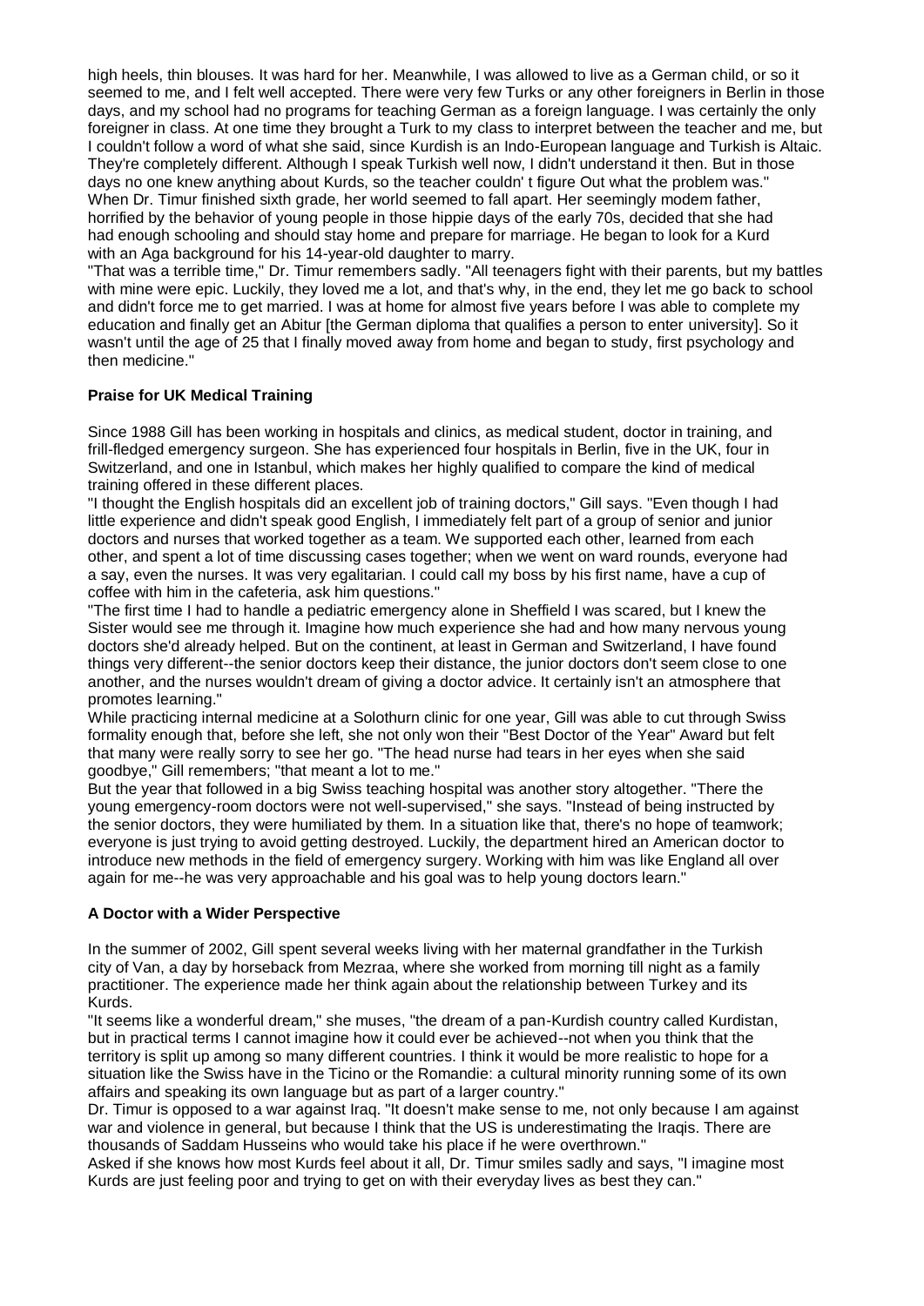high heels, thin blouses. It was hard for her. Meanwhile, I was allowed to live as a German child, or so it seemed to me, and I felt well accepted. There were very few Turks or any other foreigners in Berlin in those days, and my school had no programs for teaching German as a foreign language. I was certainly the only foreigner in class. At one time they brought a Turk to my class to interpret between the teacher and me, but I couldn't follow a word of what she said, since Kurdish is an Indo-European language and Turkish is Altaic. They're completely different. Although I speak Turkish well now, I didn't understand it then. But in those days no one knew anything about Kurds, so the teacher couldn' t figure Out what the problem was."

When Dr. Timur finished sixth grade, her world seemed to fall apart. Her seemingly modem father, horrified by the behavior of young people in those hippie days of the early 70s, decided that she had had enough schooling and should stay home and prepare for marriage. He began to look for a Kurd with an Aga background for his 14-year-old daughter to marry.

"That was a terrible time," Dr. Timur remembers sadly. "All teenagers fight with their parents, but my battles with mine were epic. Luckily, they loved me a lot, and that's why, in the end, they let me go back to school and didn't force me to get married. I was at home for almost five years before I was able to complete my education and finally get an Abitur [the German diploma that qualifies a person to enter university]. So it wasn't until the age of 25 that I finally moved away from home and began to study, first psychology and then medicine."

**Praise for UK Medical Training**

Since 1988 Gill has been working in hospitals and clinics, as medical student, doctor in training, and frill-fledged emergency surgeon. She has experienced four hospitals in Berlin, five in the UK, four in Switzerland, and one in Istanbul, which makes her highly qualified to compare the kind of medical training offered in these different places.

"I thought the English hospitals did an excellent job of training doctors," Gill says. "Even though I had little experience and didn't speak good English, I immediately felt part of a group of senior and junior doctors and nurses that worked together as a team. We supported each other, learned from each other, and spent a lot of time discussing cases together; when we went on ward rounds, everyone had a say, even the nurses. It was very egalitarian. I could call my boss by his first name, have a cup of coffee with him in the cafeteria, ask him questions."

"The first time I had to handle a pediatric emergency alone in Sheffield I was scared, but I knew the Sister would see me through it. Imagine how much experience she had and how many nervous young doctors she'd already helped. But on the continent, at least in German and Switzerland, I have found things very different--the senior doctors keep their distance, the junior doctors don't seem close to one another, and the nurses wouldn't dream of giving a doctor advice. It certainly isn't an atmosphere that promotes learning."

While practicing internal medicine at a Solothurn clinic for one year, Gill was able to cut through Swiss formality enough that, before she left, she not only won their "Best Doctor of the Year" Award but felt that many were really sorry to see her go. "The head nurse had tears in her eyes when she said goodbye," Gill remembers; "that meant a lot to me."

But the year that followed in a big Swiss teaching hospital was another story altogether. "There the young emergency-room doctors were not well-supervised," she says. "Instead of being instructed by the senior doctors, they were humiliated by them. In a situation like that, there's no hope of teamwork; everyone is just trying to avoid getting destroyed. Luckily, the department hired an American doctor to introduce new methods in the field of emergency surgery. Working with him was like England all over again for me--he was very approachable and his goal was to help young doctors learn."

**A Doctor with a Wider Perspective**

In the summer of 2002, Gill spent several weeks living with her maternal grandfather in the Turkish city of Van, a day by horseback from Mezraa, where she worked from morning till night as a family practitioner. The experience made her think again about the relationship between Turkey and its Kurds.

"It seems like a wonderful dream," she muses, "the dream of a pan-Kurdish country called Kurdistan, but in practical terms I cannot imagine how it could ever be achieved--not when you think that the territory is split up among so many different countries. I think it would be more realistic to hope for a situation like the Swiss have in the Ticino or the Romandie: a cultural minority running some of its own affairs and speaking its own language but as part of a larger country."

Dr. Timur is opposed to a war against Iraq. "It doesn't make sense to me, not only because I am against war and violence in general, but because I think that the US is underestimating the Iraqis. There are thousands of Saddam Husseins who would take his place if he were overthrown."

Asked if she knows how most Kurds feel about it all, Dr. Timur smiles sadly and says, "I imagine most Kurds are just feeling poor and trying to get on with their everyday lives as best they can."